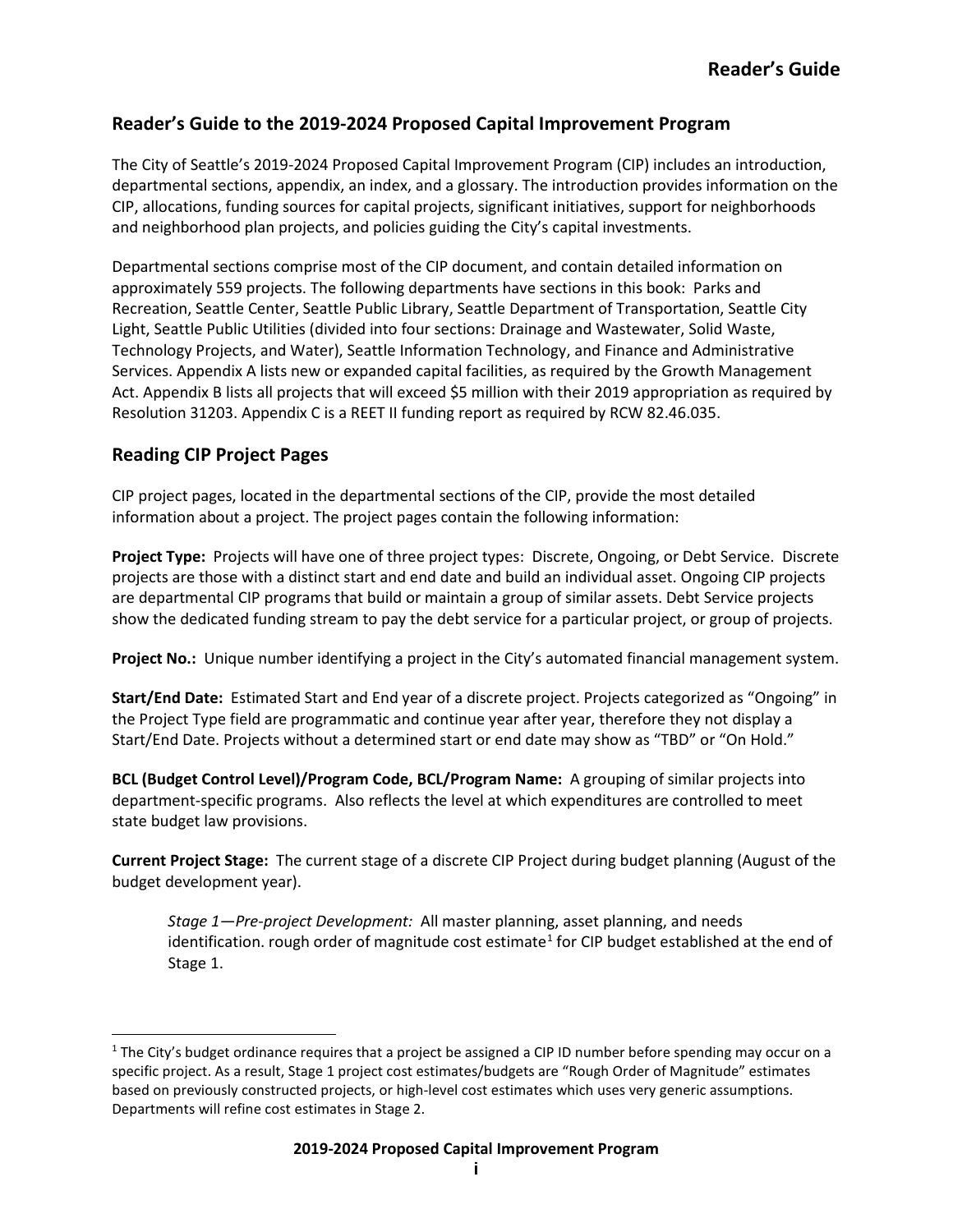## Reader's Guide to the 2019-2024 Proposed Capital Improvement Program

The City of Seattle's 2019-2024 Proposed Capital Improvement Program (CIP) includes an introduction, departmental sections, appendix, an index, and a glossary. The introduction provides information on the CIP, allocations, funding sources for capital projects, significant initiatives, support for neighborhoods and neighborhood plan projects, and policies guiding the City's capital investments.

Departmental sections comprise most of the CIP document, and contain detailed information on approximately 559 projects. The following departments have sections in this book: Parks and Recreation, Seattle Center, Seattle Public Library, Seattle Department of Transportation, Seattle City Light, Seattle Public Utilities (divided into four sections: Drainage and Wastewater, Solid Waste, Technology Projects, and Water), Seattle Information Technology, and Finance and Administrative Services. Appendix A lists new or expanded capital facilities, as required by the Growth Management Act. Appendix B lists all projects that will exceed $5 million with their 2019 appropriation as required by Resolution 31203. Appendix C is a REET II funding report as required by RCW 82.46.035.

## Reading CIP Project Pages

CIP project pages, located in the departmental sections of the CIP, provide the most detailed information about a project. The project pages contain the following information:

**Project Type:** Projects will have one of three project types: Discrete, Ongoing, or Debt Service. Discrete projects are those with a distinct start and end date and build an individual asset. Ongoing CIP projects are departmental CIP programs that build or maintain a group of similar assets. Debt Service projects show the dedicated funding stream to pay the debt service for a particular project, or group of projects.

**Project No.:** Unique number identifying a project in the City's automated financial management system.

**Start/End Date:** Estimated Start and End year of a discrete project. Projects categorized as "Ongoing" in the Project Type field are programmatic and continue year after year, therefore they not display a Start/End Date. Projects without a determined start or end date may show as "TBD" or "On Hold."

**BCL (Budget Control Level)/Program Code, BCL/Program Name:** A grouping of similar projects into department-specific programs. Also reflects the level at which expenditures are controlled to meet state budget law provisions.

**Current Project Stage:** The current stage of a discrete CIP Project during budget planning (August of the budget development year).

> *Stage 1—Pre-project Development:* All master planning, asset planning, and needs identification. rough order of magnitude cost estimate[1] for CIP budget established at the end of Stage 1.

---

[1] The City's budget ordinance requires that a project be assigned a CIP ID number before spending may occur on a specific project. As a result, Stage 1 project cost estimates/budgets are "Rough Order of Magnitude" estimates based on previously constructed projects, or high-level cost estimates which uses very generic assumptions. Departments will refine cost estimates in Stage 2.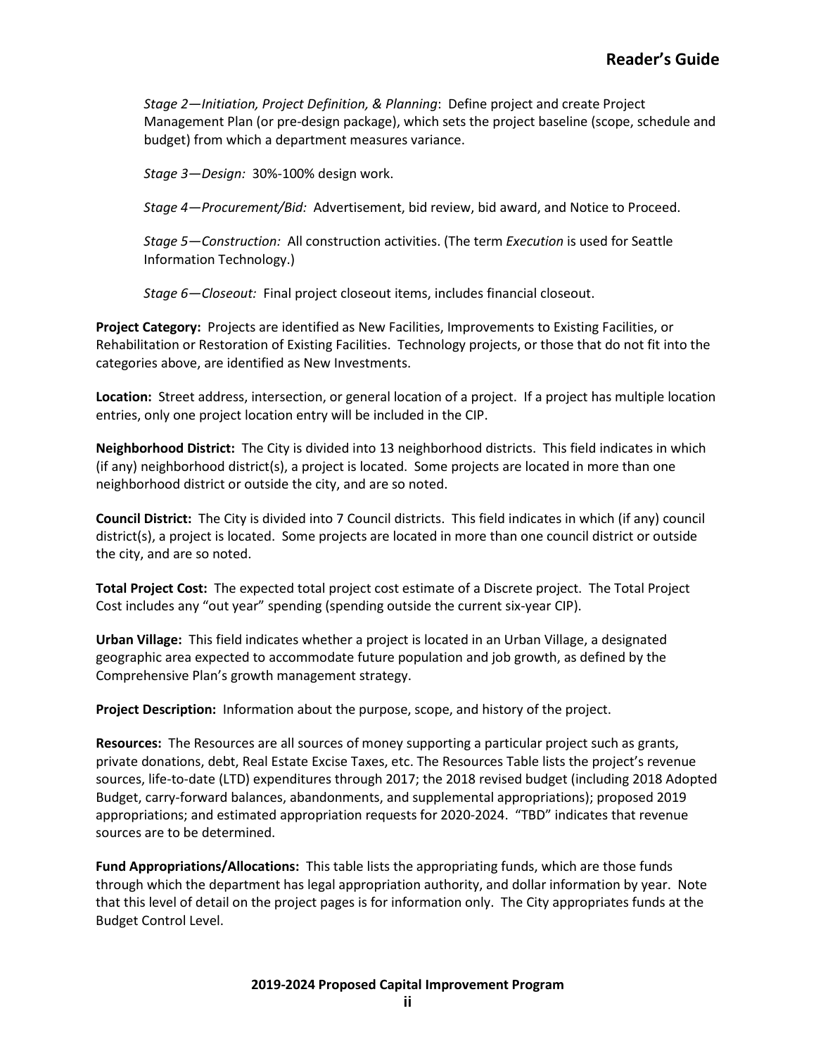*Stage 2—Initiation, Project Definition, & Planning*: Define project and create Project Management Plan (or pre-design package), which sets the project baseline (scope, schedule and budget) from which a department measures variance.

*Stage 3—Design:* 30%-100% design work.

*Stage 4—Procurement/Bid:* Advertisement, bid review, bid award, and Notice to Proceed.

*Stage 5—Construction:* All construction activities. (The term *Execution* is used for Seattle Information Technology.)

*Stage 6—Closeout:* Final project closeout items, includes financial closeout.

**Project Category:** Projects are identified as New Facilities, Improvements to Existing Facilities, or Rehabilitation or Restoration of Existing Facilities. Technology projects, or those that do not fit into the categories above, are identified as New Investments.

**Location:** Street address, intersection, or general location of a project. If a project has multiple location entries, only one project location entry will be included in the CIP.

**Neighborhood District:** The City is divided into 13 neighborhood districts. This field indicates in which (if any) neighborhood district(s), a project is located. Some projects are located in more than one neighborhood district or outside the city, and are so noted.

**Council District:** The City is divided into 7 Council districts. This field indicates in which (if any) council district(s), a project is located. Some projects are located in more than one council district or outside the city, and are so noted.

**Total Project Cost:** The expected total project cost estimate of a Discrete project. The Total Project Cost includes any "out year" spending (spending outside the current six-year CIP).

**Urban Village:** This field indicates whether a project is located in an Urban Village, a designated geographic area expected to accommodate future population and job growth, as defined by the Comprehensive Plan's growth management strategy.

**Project Description:** Information about the purpose, scope, and history of the project.

**Resources:** The Resources are all sources of money supporting a particular project such as grants, private donations, debt, Real Estate Excise Taxes, etc. The Resources Table lists the project's revenue sources, life-to-date (LTD) expenditures through 2017; the 2018 revised budget (including 2018 Adopted Budget, carry-forward balances, abandonments, and supplemental appropriations); proposed 2019 appropriations; and estimated appropriation requests for 2020-2024. "TBD" indicates that revenue sources are to be determined.

**Fund Appropriations/Allocations:** This table lists the appropriating funds, which are those funds through which the department has legal appropriation authority, and dollar information by year. Note that this level of detail on the project pages is for information only. The City appropriates funds at the Budget Control Level.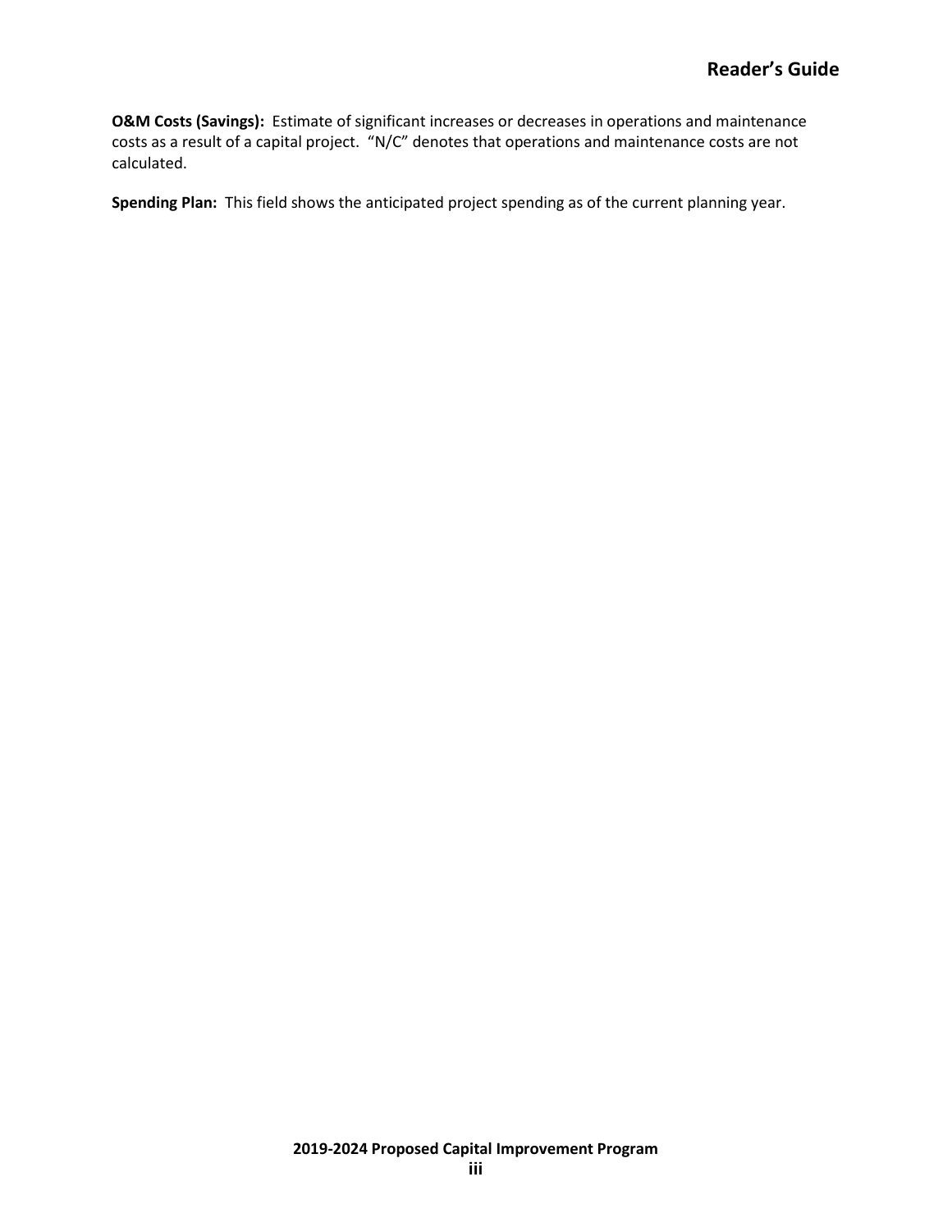**O&M Costs (Savings):** Estimate of significant increases or decreases in operations and maintenance costs as a result of a capital project. "N/C" denotes that operations and maintenance costs are not calculated.

**Spending Plan:** This field shows the anticipated project spending as of the current planning year.